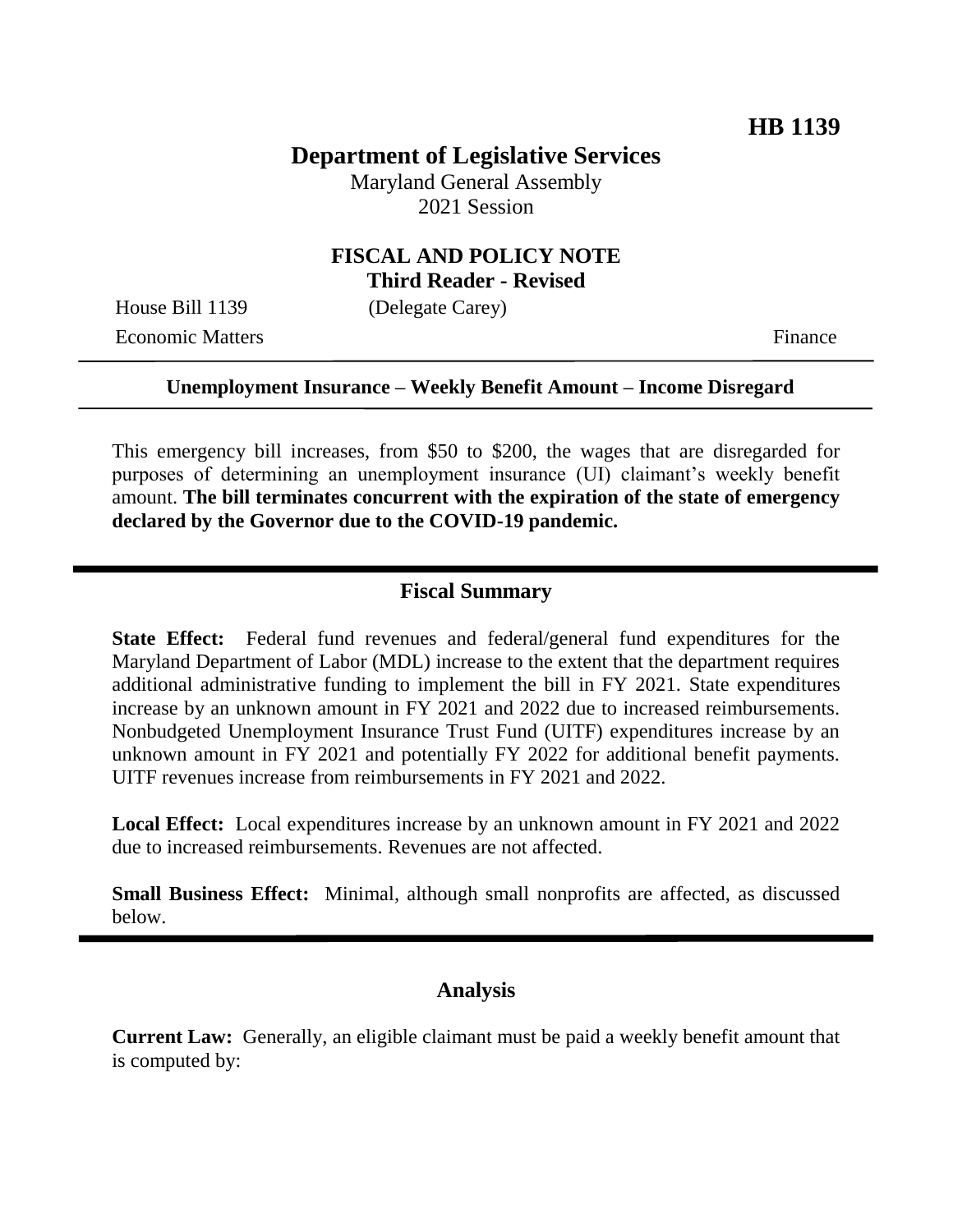**HB 1139**

# Department of Legislative Services

Maryland General Assembly
2021 Session

## FISCAL AND POLICY NOTE
**Third Reader - Revised**

House Bill 1139 (Delegate Carey)
Economic Matters Finance

---

**Unemployment Insurance – Weekly Benefit Amount – Income Disregard**

---

This emergency bill increases, from $50 to $200, the wages that are disregarded for purposes of determining an unemployment insurance (UI) claimant's weekly benefit amount. **The bill terminates concurrent with the expiration of the state of emergency declared by the Governor due to the COVID-19 pandemic.**

## Fiscal Summary

**State Effect:** Federal fund revenues and federal/general fund expenditures for the Maryland Department of Labor (MDL) increase to the extent that the department requires additional administrative funding to implement the bill in FY 2021. State expenditures increase by an unknown amount in FY 2021 and 2022 due to increased reimbursements. Nonbudgeted Unemployment Insurance Trust Fund (UITF) expenditures increase by an unknown amount in FY 2021 and potentially FY 2022 for additional benefit payments. UITF revenues increase from reimbursements in FY 2021 and 2022.

**Local Effect:** Local expenditures increase by an unknown amount in FY 2021 and 2022 due to increased reimbursements. Revenues are not affected.

**Small Business Effect:** Minimal, although small nonprofits are affected, as discussed below.

## Analysis

**Current Law:** Generally, an eligible claimant must be paid a weekly benefit amount that is computed by: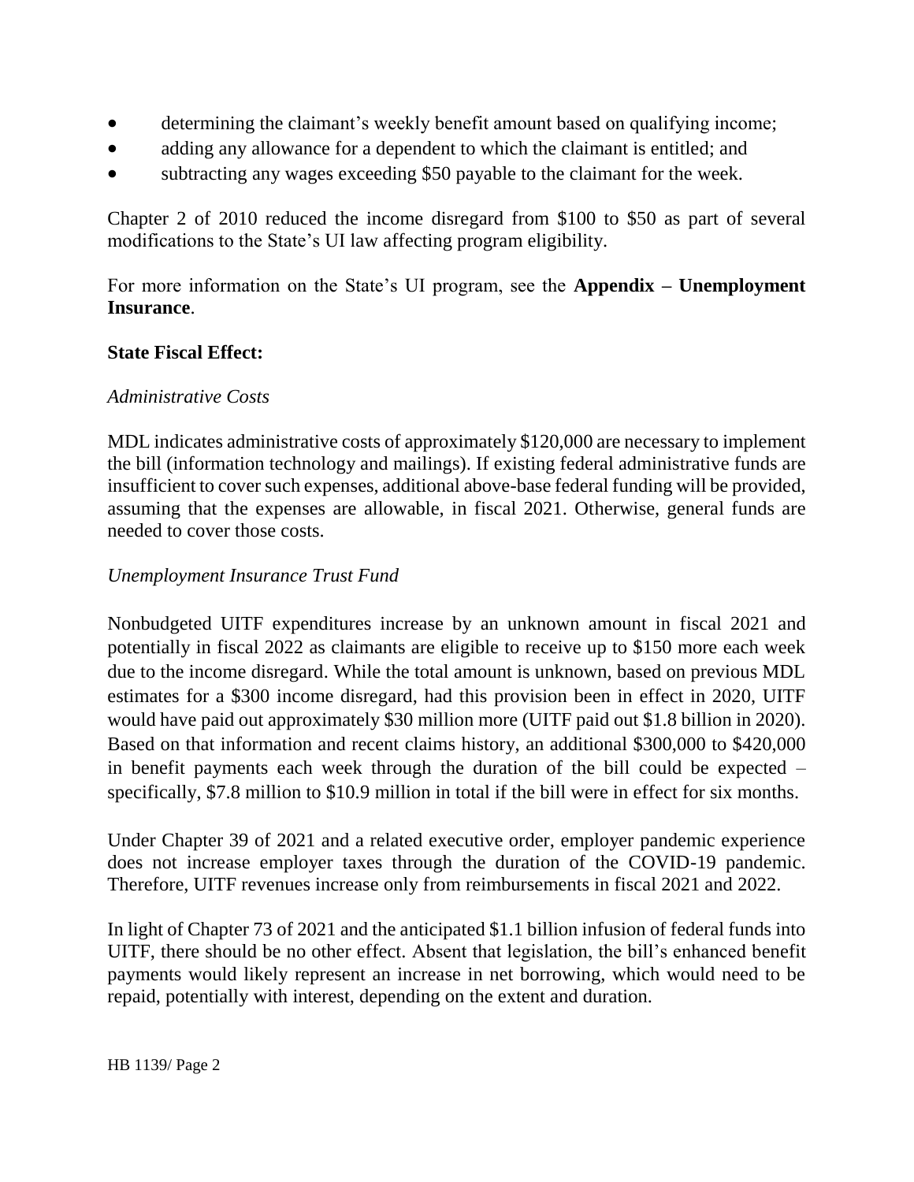- determining the claimant's weekly benefit amount based on qualifying income;
- adding any allowance for a dependent to which the claimant is entitled; and
- subtracting any wages exceeding $50 payable to the claimant for the week.

Chapter 2 of 2010 reduced the income disregard from $100 to $50 as part of several modifications to the State's UI law affecting program eligibility.

For more information on the State's UI program, see the **Appendix – Unemployment Insurance**.

**State Fiscal Effect:**

*Administrative Costs*

MDL indicates administrative costs of approximately $120,000 are necessary to implement the bill (information technology and mailings). If existing federal administrative funds are insufficient to cover such expenses, additional above-base federal funding will be provided, assuming that the expenses are allowable, in fiscal 2021. Otherwise, general funds are needed to cover those costs.

*Unemployment Insurance Trust Fund*

Nonbudgeted UITF expenditures increase by an unknown amount in fiscal 2021 and potentially in fiscal 2022 as claimants are eligible to receive up to $150 more each week due to the income disregard. While the total amount is unknown, based on previous MDL estimates for a $300 income disregard, had this provision been in effect in 2020, UITF would have paid out approximately $30 million more (UITF paid out $1.8 billion in 2020). Based on that information and recent claims history, an additional $300,000 to $420,000 in benefit payments each week through the duration of the bill could be expected – specifically, $7.8 million to $10.9 million in total if the bill were in effect for six months.

Under Chapter 39 of 2021 and a related executive order, employer pandemic experience does not increase employer taxes through the duration of the COVID-19 pandemic. Therefore, UITF revenues increase only from reimbursements in fiscal 2021 and 2022.

In light of Chapter 73 of 2021 and the anticipated $1.1 billion infusion of federal funds into UITF, there should be no other effect. Absent that legislation, the bill's enhanced benefit payments would likely represent an increase in net borrowing, which would need to be repaid, potentially with interest, depending on the extent and duration.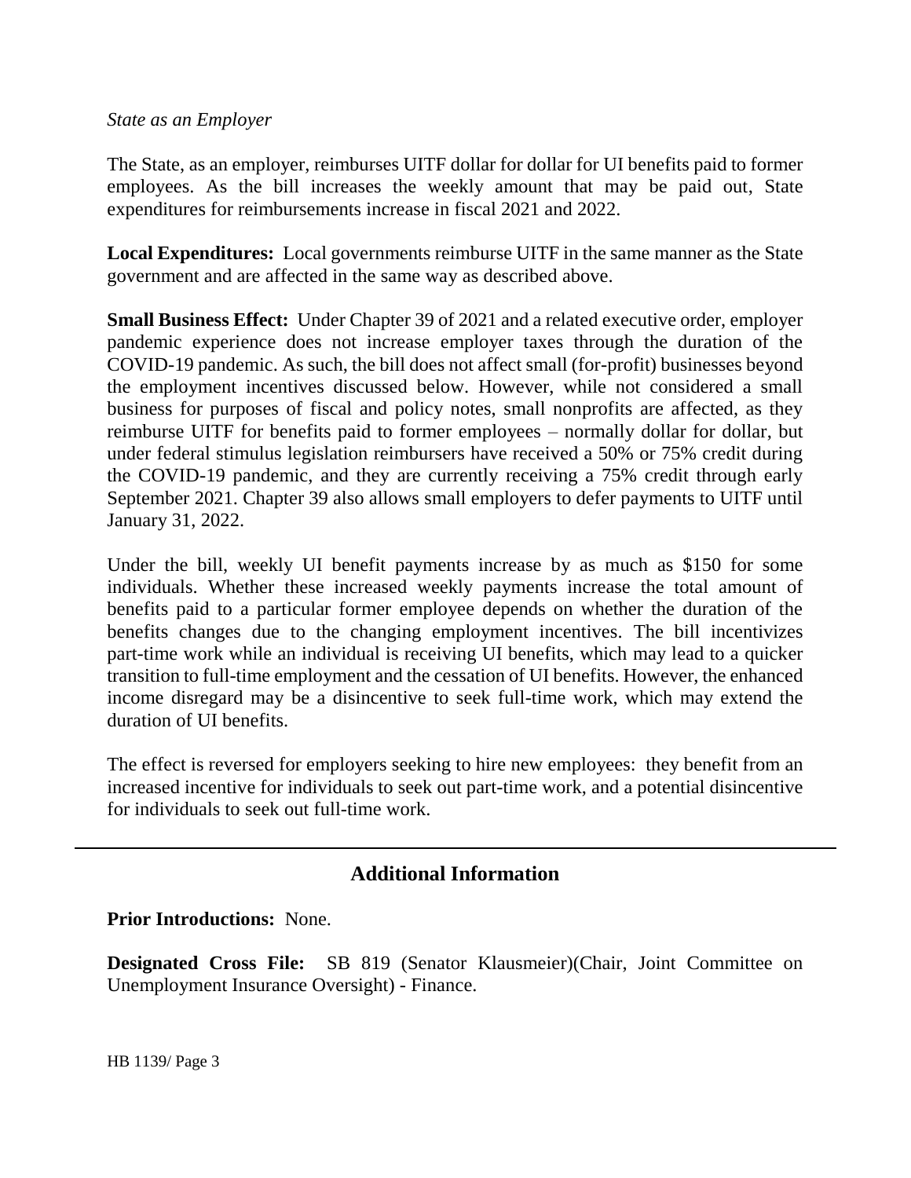*State as an Employer*

The State, as an employer, reimburses UITF dollar for dollar for UI benefits paid to former employees. As the bill increases the weekly amount that may be paid out, State expenditures for reimbursements increase in fiscal 2021 and 2022.

**Local Expenditures:** Local governments reimburse UITF in the same manner as the State government and are affected in the same way as described above.

**Small Business Effect:** Under Chapter 39 of 2021 and a related executive order, employer pandemic experience does not increase employer taxes through the duration of the COVID-19 pandemic. As such, the bill does not affect small (for-profit) businesses beyond the employment incentives discussed below. However, while not considered a small business for purposes of fiscal and policy notes, small nonprofits are affected, as they reimburse UITF for benefits paid to former employees – normally dollar for dollar, but under federal stimulus legislation reimbursers have received a 50% or 75% credit during the COVID-19 pandemic, and they are currently receiving a 75% credit through early September 2021. Chapter 39 also allows small employers to defer payments to UITF until January 31, 2022.

Under the bill, weekly UI benefit payments increase by as much as $150 for some individuals. Whether these increased weekly payments increase the total amount of benefits paid to a particular former employee depends on whether the duration of the benefits changes due to the changing employment incentives. The bill incentivizes part-time work while an individual is receiving UI benefits, which may lead to a quicker transition to full-time employment and the cessation of UI benefits. However, the enhanced income disregard may be a disincentive to seek full-time work, which may extend the duration of UI benefits.

The effect is reversed for employers seeking to hire new employees: they benefit from an increased incentive for individuals to seek out part-time work, and a potential disincentive for individuals to seek out full-time work.

## Additional Information

**Prior Introductions:** None.

**Designated Cross File:** SB 819 (Senator Klausmeier)(Chair, Joint Committee on Unemployment Insurance Oversight) - Finance.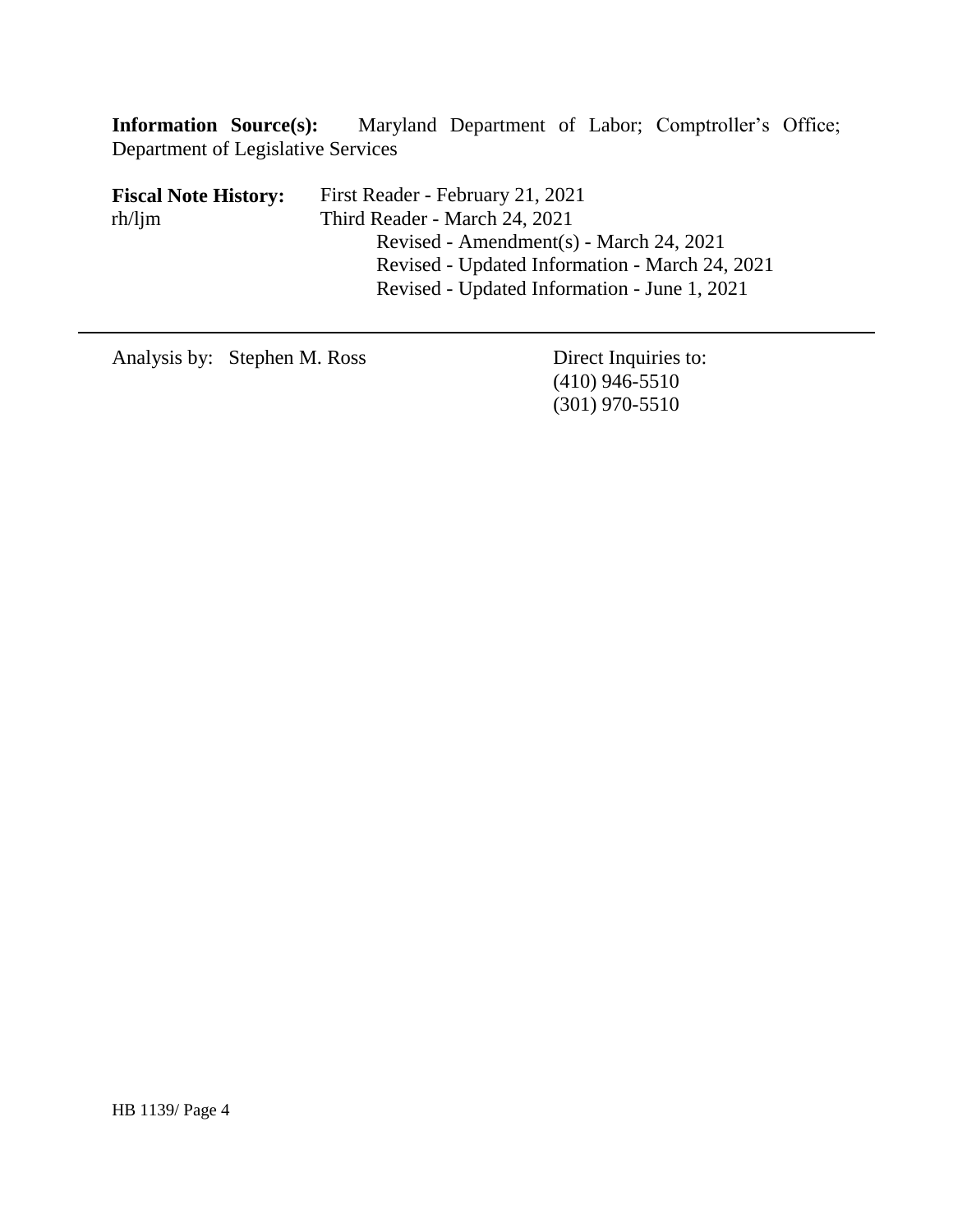**Information Source(s):** Maryland Department of Labor; Comptroller's Office; Department of Legislative Services

**Fiscal Note History:** First Reader - February 21, 2021
rh/ljm Third Reader - March 24, 2021
Revised - Amendment(s) - March 24, 2021
Revised - Updated Information - March 24, 2021
Revised - Updated Information - June 1, 2021

---

Analysis by: Stephen M. Ross

Direct Inquiries to:
(410) 946-5510
(301) 970-5510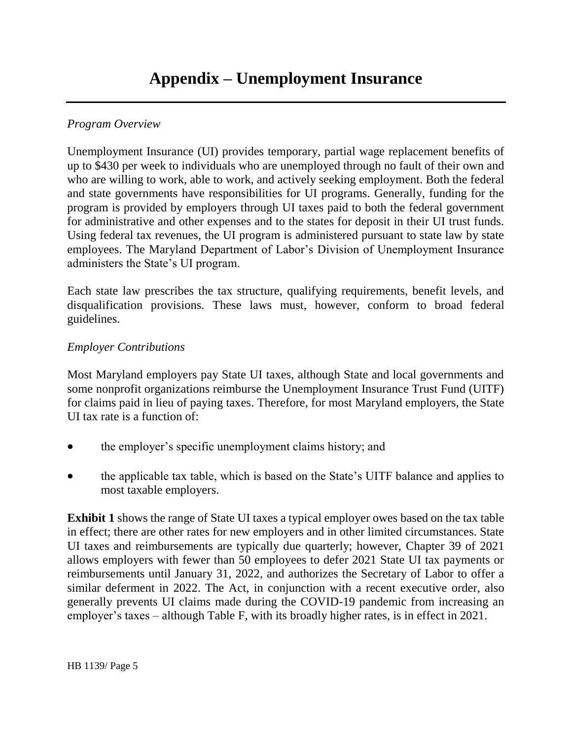# Appendix – Unemployment Insurance

*Program Overview*

Unemployment Insurance (UI) provides temporary, partial wage replacement benefits of up to $430 per week to individuals who are unemployed through no fault of their own and who are willing to work, able to work, and actively seeking employment. Both the federal and state governments have responsibilities for UI programs. Generally, funding for the program is provided by employers through UI taxes paid to both the federal government for administrative and other expenses and to the states for deposit in their UI trust funds. Using federal tax revenues, the UI program is administered pursuant to state law by state employees. The Maryland Department of Labor's Division of Unemployment Insurance administers the State's UI program.

Each state law prescribes the tax structure, qualifying requirements, benefit levels, and disqualification provisions. These laws must, however, conform to broad federal guidelines.

*Employer Contributions*

Most Maryland employers pay State UI taxes, although State and local governments and some nonprofit organizations reimburse the Unemployment Insurance Trust Fund (UITF) for claims paid in lieu of paying taxes. Therefore, for most Maryland employers, the State UI tax rate is a function of:

- the employer's specific unemployment claims history; and
- the applicable tax table, which is based on the State's UITF balance and applies to most taxable employers.

**Exhibit 1** shows the range of State UI taxes a typical employer owes based on the tax table in effect; there are other rates for new employers and in other limited circumstances. State UI taxes and reimbursements are typically due quarterly; however, Chapter 39 of 2021 allows employers with fewer than 50 employees to defer 2021 State UI tax payments or reimbursements until January 31, 2022, and authorizes the Secretary of Labor to offer a similar deferment in 2022. The Act, in conjunction with a recent executive order, also generally prevents UI claims made during the COVID-19 pandemic from increasing an employer's taxes – although Table F, with its broadly higher rates, is in effect in 2021.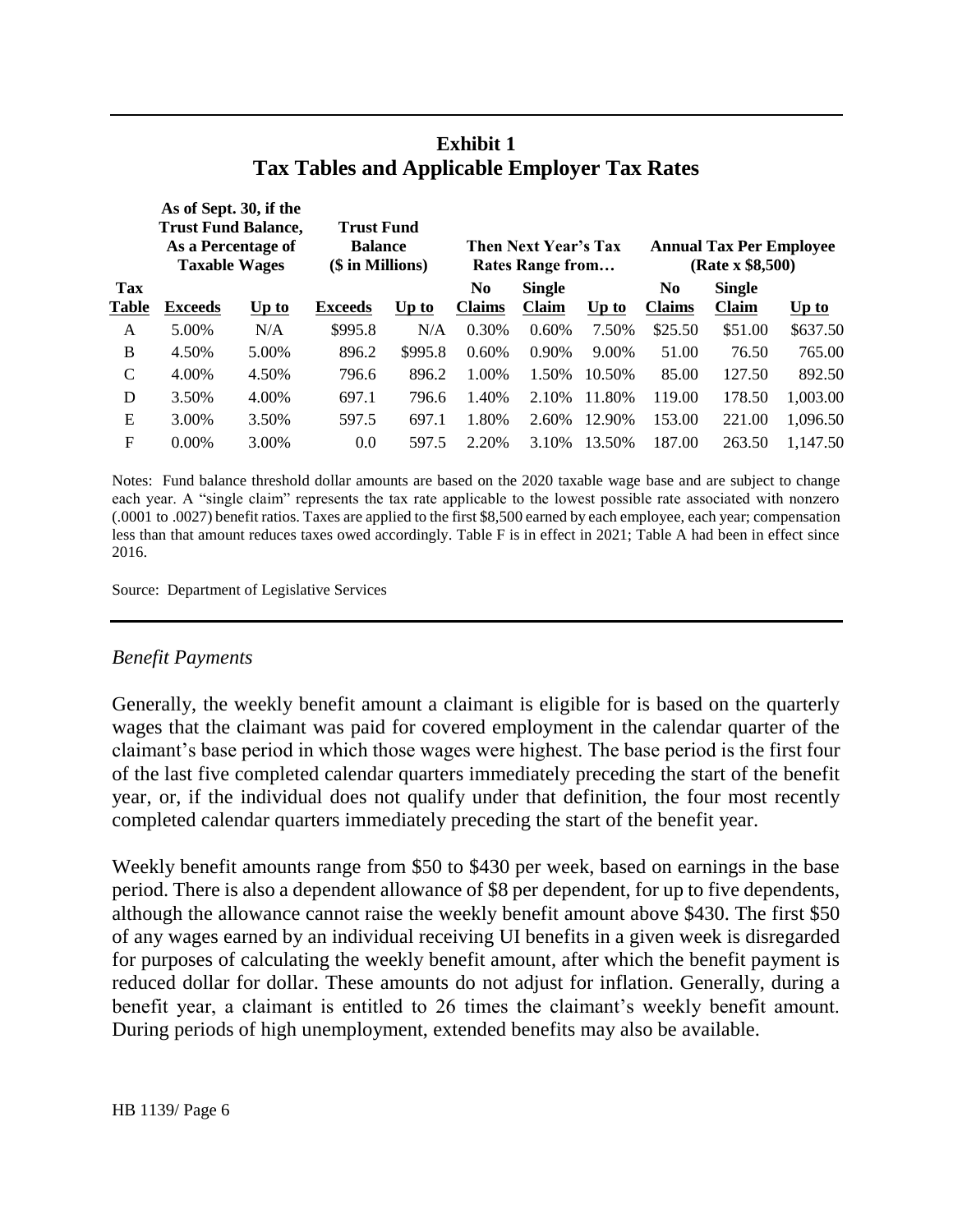## Exhibit 1
## Tax Tables and Applicable Employer Tax Rates

| | As of Sept. 30, if the Trust Fund Balance, As a Percentage of Taxable Wages | | Trust Fund Balance ($ in Millions) | | Then Next Year's Tax Rates Range from… | | | Annual Tax Per Employee (Rate x $8,500) | | |
|---|---|---|---|---|---|---|---|---|---|---|
| **Tax Table** | **Exceeds** | **Up to** | **Exceeds** | **Up to** | **No Claims** | **Single Claim** | **Up to** | **No Claims** | **Single Claim** | **Up to** |
| A | 5.00% | N/A | $995.8 | N/A | 0.30% | 0.60% | 7.50% | $25.50 | $51.00 | $637.50 |
| B | 4.50% | 5.00% | 896.2 | $995.8 | 0.60% | 0.90% | 9.00% | 51.00 | 76.50 | 765.00 |
| C | 4.00% | 4.50% | 796.6 | 896.2 | 1.00% | 1.50% | 10.50% | 85.00 | 127.50 | 892.50 |
| D | 3.50% | 4.00% | 697.1 | 796.6 | 1.40% | 2.10% | 11.80% | 119.00 | 178.50 | 1,003.00 |
| E | 3.00% | 3.50% | 597.5 | 697.1 | 1.80% | 2.60% | 12.90% | 153.00 | 221.00 | 1,096.50 |
| F | 0.00% | 3.00% | 0.0 | 597.5 | 2.20% | 3.10% | 13.50% | 187.00 | 263.50 | 1,147.50 |

Notes: Fund balance threshold dollar amounts are based on the 2020 taxable wage base and are subject to change each year. A "single claim" represents the tax rate applicable to the lowest possible rate associated with nonzero (.0001 to .0027) benefit ratios. Taxes are applied to the first $8,500 earned by each employee, each year; compensation less than that amount reduces taxes owed accordingly. Table F is in effect in 2021; Table A had been in effect since 2016.

Source: Department of Legislative Services

### *Benefit Payments*

Generally, the weekly benefit amount a claimant is eligible for is based on the quarterly wages that the claimant was paid for covered employment in the calendar quarter of the claimant's base period in which those wages were highest. The base period is the first four of the last five completed calendar quarters immediately preceding the start of the benefit year, or, if the individual does not qualify under that definition, the four most recently completed calendar quarters immediately preceding the start of the benefit year.

Weekly benefit amounts range from $50 to $430 per week, based on earnings in the base period. There is also a dependent allowance of $8 per dependent, for up to five dependents, although the allowance cannot raise the weekly benefit amount above $430. The first $50 of any wages earned by an individual receiving UI benefits in a given week is disregarded for purposes of calculating the weekly benefit amount, after which the benefit payment is reduced dollar for dollar. These amounts do not adjust for inflation. Generally, during a benefit year, a claimant is entitled to 26 times the claimant's weekly benefit amount. During periods of high unemployment, extended benefits may also be available.